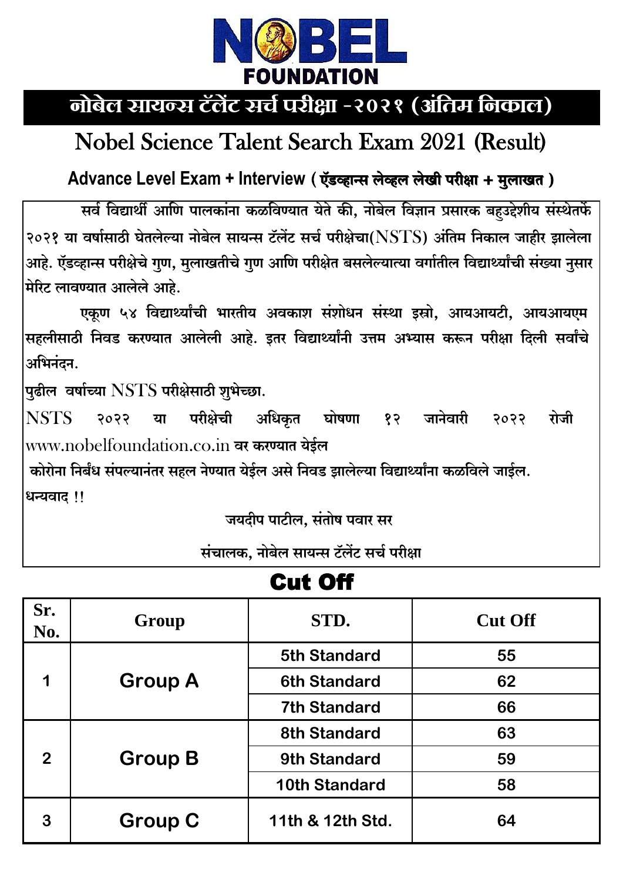# NOBEL FOUNDATION

## नोबेल सायन्स टॅलेंट सर्च परीक्षा -२०२१ (अंतिम निकाल)

## Nobel Science Talent Search Exam 2021 (Result)

### Advance Level Exam + Interview ( ॲडव्हान्स लेव्हल लेखी परीक्षा + मुलाखत )

सर्व विद्यार्थी आणि पालकांना कळविण्यात येते की, नोबेल विज्ञान प्रसारक बहुउद्देशीय संस्थेतर्फे २०२१ या वर्षासाठी घेतलेल्या नोबेल सायन्स टॅलेंट सर्च परीक्षेचा(NSTS) अंतिम निकाल जाहीर झालेला आहे. ॲडव्हान्स परीक्षेचे गुण, मुलाखतीचे गुण आणि परीक्षेत बसलेल्यात्या वर्गातील विद्यार्थ्यांची संख्या नुसार मेरिट लावण्यात आलेले आहे.

एकूण ५४ विद्यार्थ्यांची भारतीय अवकाश संशोधन संस्था इस्रो, आयआयटी, आयआयएम सहलीसाठी निवड करण्यात आलेली आहे. इतर विद्यार्थ्यांनी उत्तम अभ्यास करून परीक्षा दिली सर्वांचे अभिनंदन.

पुढील वर्षाच्या NSTS परीक्षेसाठी शुभेच्छा.

NSTS २०२२ या परीक्षेची अधिकृत घोषणा १२ जानेवारी २०२२ रोजी www.nobelfoundation.co.in वर करण्यात येईल

कोरोना निर्बंध संपल्यानंतर सहल नेण्यात येईल असे निवड झालेल्या विद्यार्थ्यांना कळविले जाईल.

धन्यवाद !!

जयदीप पाटील, संतोष पवार सर

संचालक, नोबेल सायन्स टॅलेंट सर्च परीक्षा

## Cut Off

| Sr. No. | Group | STD. | Cut Off |
|---|---|---|---|
| 1 | Group A | 5th Standard | 55 |
| | | 6th Standard | 62 |
| | | 7th Standard | 66 |
| 2 | Group B | 8th Standard | 63 |
| | | 9th Standard | 59 |
| | | 10th Standard | 58 |
| 3 | Group C | 11th & 12th Std. | 64 |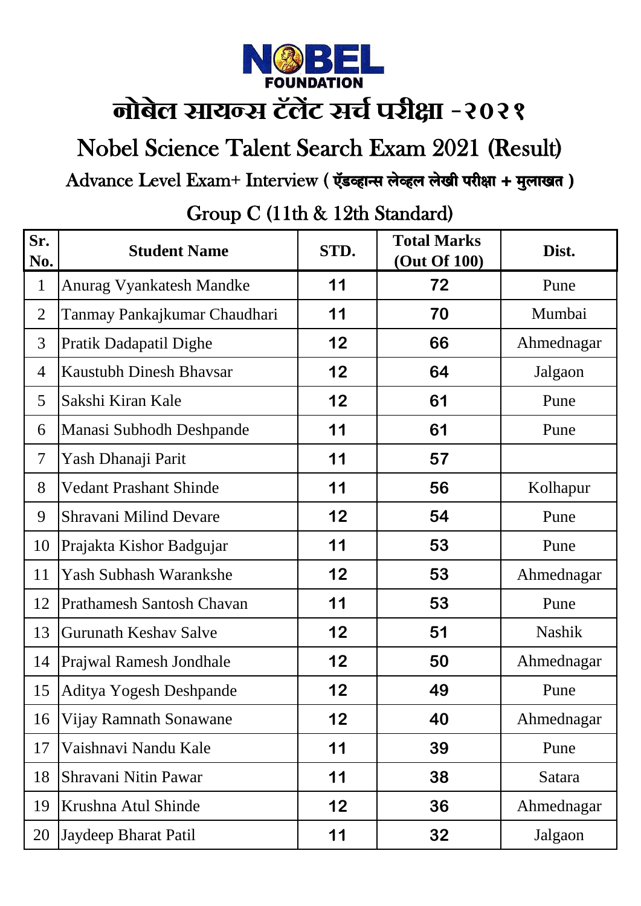NOBEL FOUNDATION

# नोबेल सायन्स टॅलेंट सर्च परीक्षा -२०२१

# Nobel Science Talent Search Exam 2021 (Result)

## Advance Level Exam+ Interview ( ॲडव्हान्स लेव्हल लेखी परीक्षा + मुलाखत )

## Group C (11th & 12th Standard)

| Sr. No. | Student Name | STD. | Total Marks (Out Of 100) | Dist. |
|---|---|---|---|---|
| 1 | Anurag Vyankatesh Mandke | 11 | 72 | Pune |
| 2 | Tanmay Pankajkumar Chaudhari | 11 | 70 | Mumbai |
| 3 | Pratik Dadapatil Dighe | 12 | 66 | Ahmednagar |
| 4 | Kaustubh Dinesh Bhavsar | 12 | 64 | Jalgaon |
| 5 | Sakshi Kiran Kale | 12 | 61 | Pune |
| 6 | Manasi Subhodh Deshpande | 11 | 61 | Pune |
| 7 | Yash Dhanaji Parit | 11 | 57 | |
| 8 | Vedant Prashant Shinde | 11 | 56 | Kolhapur |
| 9 | Shravani Milind Devare | 12 | 54 | Pune |
| 10 | Prajakta Kishor Badgujar | 11 | 53 | Pune |
| 11 | Yash Subhash Warankshe | 12 | 53 | Ahmednagar |
| 12 | Prathamesh Santosh Chavan | 11 | 53 | Pune |
| 13 | Gurunath Keshav Salve | 12 | 51 | Nashik |
| 14 | Prajwal Ramesh Jondhale | 12 | 50 | Ahmednagar |
| 15 | Aditya Yogesh Deshpande | 12 | 49 | Pune |
| 16 | Vijay Ramnath Sonawane | 12 | 40 | Ahmednagar |
| 17 | Vaishnavi Nandu Kale | 11 | 39 | Pune |
| 18 | Shravani Nitin Pawar | 11 | 38 | Satara |
| 19 | Krushna Atul Shinde | 12 | 36 | Ahmednagar |
| 20 | Jaydeep Bharat Patil | 11 | 32 | Jalgaon |